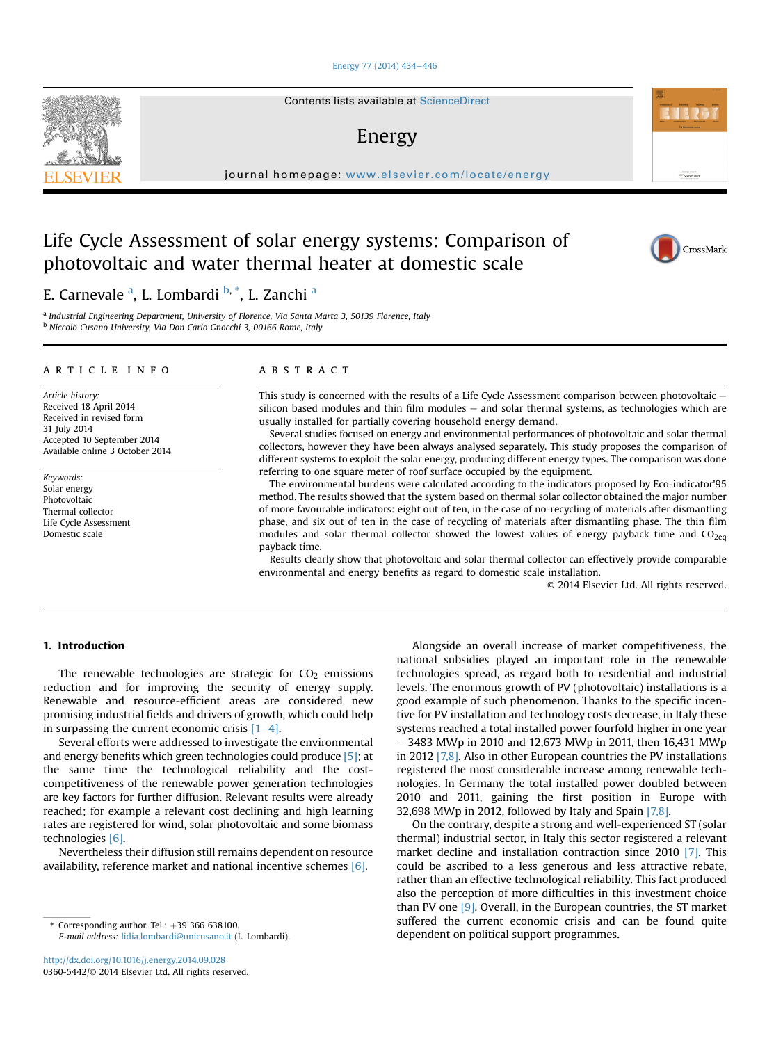# Life Cycle Assessment of solar energy systems: Comparison of photovoltaic and water thermal heater at domestic scale

E. Carnevale [a], L. Lombardi [b,*], L. Zanchi [a]

[a] Industrial Engineering Department, University of Florence, Via Santa Marta 3, 50139 Florence, Italy
[b] Niccolò Cusano University, Via Don Carlo Gnocchi 3, 00166 Rome, Italy

## ARTICLE INFO

*Article history:*
Received 18 April 2014
Received in revised form
31 July 2014
Accepted 10 September 2014
Available online 3 October 2014

*Keywords:*
Solar energy
Photovoltaic
Thermal collector
Life Cycle Assessment
Domestic scale

## ABSTRACT

This study is concerned with the results of a Life Cycle Assessment comparison between photovoltaic – silicon based modules and thin film modules – and solar thermal systems, as technologies which are usually installed for partially covering household energy demand.

Several studies focused on energy and environmental performances of photovoltaic and solar thermal collectors, however they have been always analysed separately. This study proposes the comparison of different systems to exploit the solar energy, producing different energy types. The comparison was done referring to one square meter of roof surface occupied by the equipment.

The environmental burdens were calculated according to the indicators proposed by Eco-indicator'95 method. The results showed that the system based on thermal solar collector obtained the major number of more favourable indicators: eight out of ten, in the case of no-recycling of materials after dismantling phase, and six out of ten in the case of recycling of materials after dismantling phase. The thin film modules and solar thermal collector showed the lowest values of energy payback time and $CO_{2eq}$ payback time.

Results clearly show that photovoltaic and solar thermal collector can effectively provide comparable environmental and energy benefits as regard to domestic scale installation.

© 2014 Elsevier Ltd. All rights reserved.

## 1. Introduction

The renewable technologies are strategic for $CO_2$ emissions reduction and for improving the security of energy supply. Renewable and resource-efficient areas are considered new promising industrial fields and drivers of growth, which could help in surpassing the current economic crisis [1–4].

Several efforts were addressed to investigate the environmental and energy benefits which green technologies could produce [5]; at the same time the technological reliability and the cost-competitiveness of the renewable power generation technologies are key factors for further diffusion. Relevant results were already reached; for example a relevant cost declining and high learning rates are registered for wind, solar photovoltaic and some biomass technologies [6].

Nevertheless their diffusion still remains dependent on resource availability, reference market and national incentive schemes [6].

Alongside an overall increase of market competitiveness, the national subsidies played an important role in the renewable technologies spread, as regard both to residential and industrial levels. The enormous growth of PV (photovoltaic) installations is a good example of such phenomenon. Thanks to the specific incentive for PV installation and technology costs decrease, in Italy these systems reached a total installed power fourfold higher in one year – 3483 MWp in 2010 and 12,673 MWp in 2011, then 16,431 MWp in 2012 [7,8]. Also in other European countries the PV installations registered the most considerable increase among renewable technologies. In Germany the total installed power doubled between 2010 and 2011, gaining the first position in Europe with 32,698 MWp in 2012, followed by Italy and Spain [7,8].

On the contrary, despite a strong and well-experienced ST (solar thermal) industrial sector, in Italy this sector registered a relevant market decline and installation contraction since 2010 [7]. This could be ascribed to a less generous and less attractive rebate, rather than an effective technological reliability. This fact produced also the perception of more difficulties in this investment choice than PV one [9]. Overall, in the European countries, the ST market suffered the current economic crisis and can be found quite dependent on political support programmes.

* Corresponding author. Tel.: +39 366 638100.
*E-mail address:* lidia.lombardi@unicusano.it (L. Lombardi).

http://dx.doi.org/10.1016/j.energy.2014.09.028
0360-5442/© 2014 Elsevier Ltd. All rights reserved.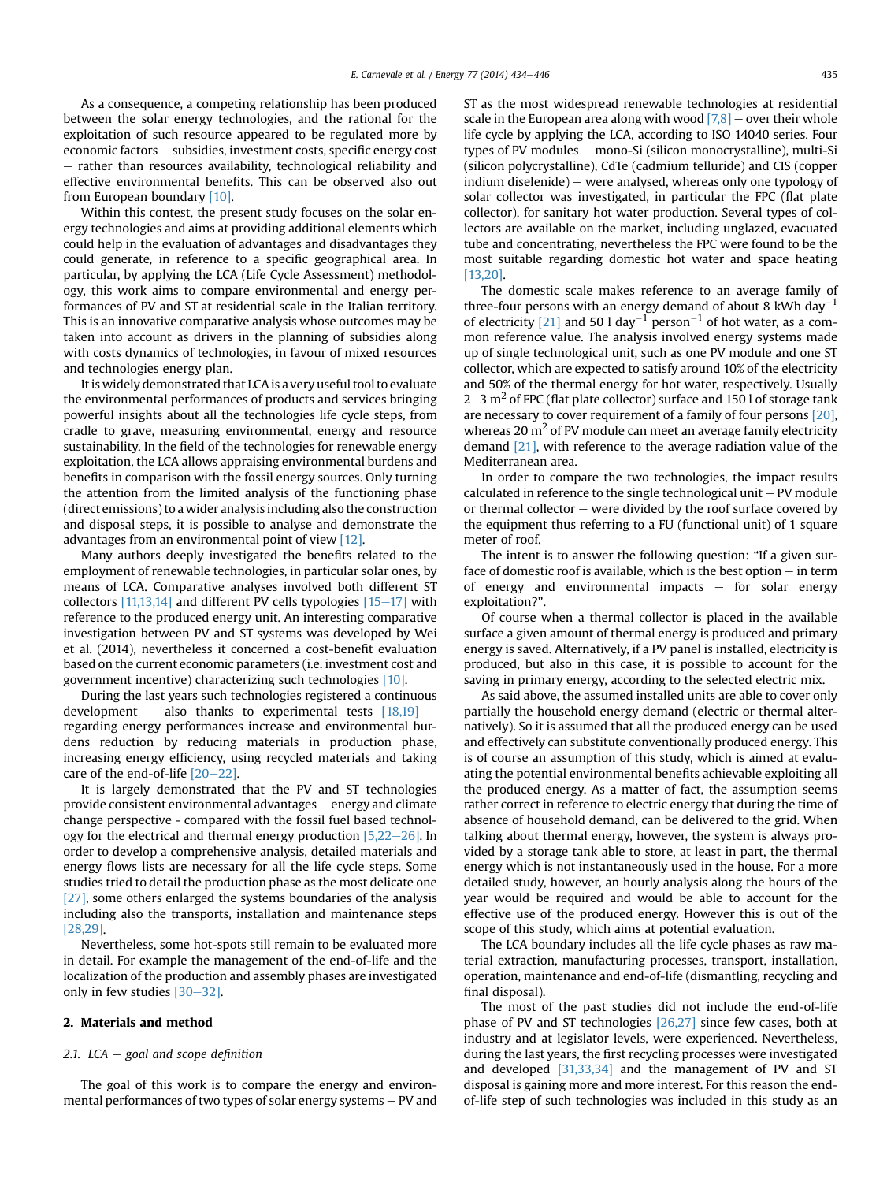As a consequence, a competing relationship has been produced between the solar energy technologies, and the rational for the exploitation of such resource appeared to be regulated more by economic factors – subsidies, investment costs, specific energy cost – rather than resources availability, technological reliability and effective environmental benefits. This can be observed also out from European boundary [10].

Within this contest, the present study focuses on the solar energy technologies and aims at providing additional elements which could help in the evaluation of advantages and disadvantages they could generate, in reference to a specific geographical area. In particular, by applying the LCA (Life Cycle Assessment) methodology, this work aims to compare environmental and energy performances of PV and ST at residential scale in the Italian territory. This is an innovative comparative analysis whose outcomes may be taken into account as drivers in the planning of subsidies along with costs dynamics of technologies, in favour of mixed resources and technologies energy plan.

It is widely demonstrated that LCA is a very useful tool to evaluate the environmental performances of products and services bringing powerful insights about all the technologies life cycle steps, from cradle to grave, measuring environmental, energy and resource sustainability. In the field of the technologies for renewable energy exploitation, the LCA allows appraising environmental burdens and benefits in comparison with the fossil energy sources. Only turning the attention from the limited analysis of the functioning phase (direct emissions) to a wider analysis including also the construction and disposal steps, it is possible to analyse and demonstrate the advantages from an environmental point of view [12].

Many authors deeply investigated the benefits related to the employment of renewable technologies, in particular solar ones, by means of LCA. Comparative analyses involved both different ST collectors [11,13,14] and different PV cells typologies [15–17] with reference to the produced energy unit. An interesting comparative investigation between PV and ST systems was developed by Wei et al. (2014), nevertheless it concerned a cost-benefit evaluation based on the current economic parameters (i.e. investment cost and government incentive) characterizing such technologies [10].

During the last years such technologies registered a continuous development – also thanks to experimental tests [18,19] – regarding energy performances increase and environmental burdens reduction by reducing materials in production phase, increasing energy efficiency, using recycled materials and taking care of the end-of-life [20–22].

It is largely demonstrated that the PV and ST technologies provide consistent environmental advantages – energy and climate change perspective - compared with the fossil fuel based technology for the electrical and thermal energy production [5,22–26]. In order to develop a comprehensive analysis, detailed materials and energy flows lists are necessary for all the life cycle steps. Some studies tried to detail the production phase as the most delicate one [27], some others enlarged the systems boundaries of the analysis including also the transports, installation and maintenance steps [28,29].

Nevertheless, some hot-spots still remain to be evaluated more in detail. For example the management of the end-of-life and the localization of the production and assembly phases are investigated only in few studies [30–32].

## 2. Materials and method

### 2.1. LCA – goal and scope definition

The goal of this work is to compare the energy and environmental performances of two types of solar energy systems – PV and ST as the most widespread renewable technologies at residential scale in the European area along with wood [7,8] – over their whole life cycle by applying the LCA, according to ISO 14040 series. Four types of PV modules – mono-Si (silicon monocrystalline), multi-Si (silicon polycrystalline), CdTe (cadmium telluride) and CIS (copper indium diselenide) – were analysed, whereas only one typology of solar collector was investigated, in particular the FPC (flat plate collector), for sanitary hot water production. Several types of collectors are available on the market, including unglazed, evacuated tube and concentrating, nevertheless the FPC were found to be the most suitable regarding domestic hot water and space heating [13,20].

The domestic scale makes reference to an average family of three-four persons with an energy demand of about 8 kWh $day^{-1}$ of electricity [21] and 50 l $day^{-1}$ $person^{-1}$ of hot water, as a common reference value. The analysis involved energy systems made up of single technological unit, such as one PV module and one ST collector, which are expected to satisfy around 10% of the electricity and 50% of the thermal energy for hot water, respectively. Usually 2–3 $m^2$ of FPC (flat plate collector) surface and 150 l of storage tank are necessary to cover requirement of a family of four persons [20], whereas 20 $m^2$ of PV module can meet an average family electricity demand [21], with reference to the average radiation value of the Mediterranean area.

In order to compare the two technologies, the impact results calculated in reference to the single technological unit – PV module or thermal collector – were divided by the roof surface covered by the equipment thus referring to a FU (functional unit) of 1 square meter of roof.

The intent is to answer the following question: "If a given surface of domestic roof is available, which is the best option – in term of energy and environmental impacts – for solar energy exploitation?".

Of course when a thermal collector is placed in the available surface a given amount of thermal energy is produced and primary energy is saved. Alternatively, if a PV panel is installed, electricity is produced, but also in this case, it is possible to account for the saving in primary energy, according to the selected electric mix.

As said above, the assumed installed units are able to cover only partially the household energy demand (electric or thermal alternatively). So it is assumed that all the produced energy can be used and effectively can substitute conventionally produced energy. This is of course an assumption of this study, which is aimed at evaluating the potential environmental benefits achievable exploiting all the produced energy. As a matter of fact, the assumption seems rather correct in reference to electric energy that during the time of absence of household demand, can be delivered to the grid. When talking about thermal energy, however, the system is always provided by a storage tank able to store, at least in part, the thermal energy which is not instantaneously used in the house. For a more detailed study, however, an hourly analysis along the hours of the year would be required and would be able to account for the effective use of the produced energy. However this is out of the scope of this study, which aims at potential evaluation.

The LCA boundary includes all the life cycle phases as raw material extraction, manufacturing processes, transport, installation, operation, maintenance and end-of-life (dismantling, recycling and final disposal).

The most of the past studies did not include the end-of-life phase of PV and ST technologies [26,27] since few cases, both at industry and at legislator levels, were experienced. Nevertheless, during the last years, the first recycling processes were investigated and developed [31,33,34] and the management of PV and ST disposal is gaining more and more interest. For this reason the end-of-life step of such technologies was included in this study as an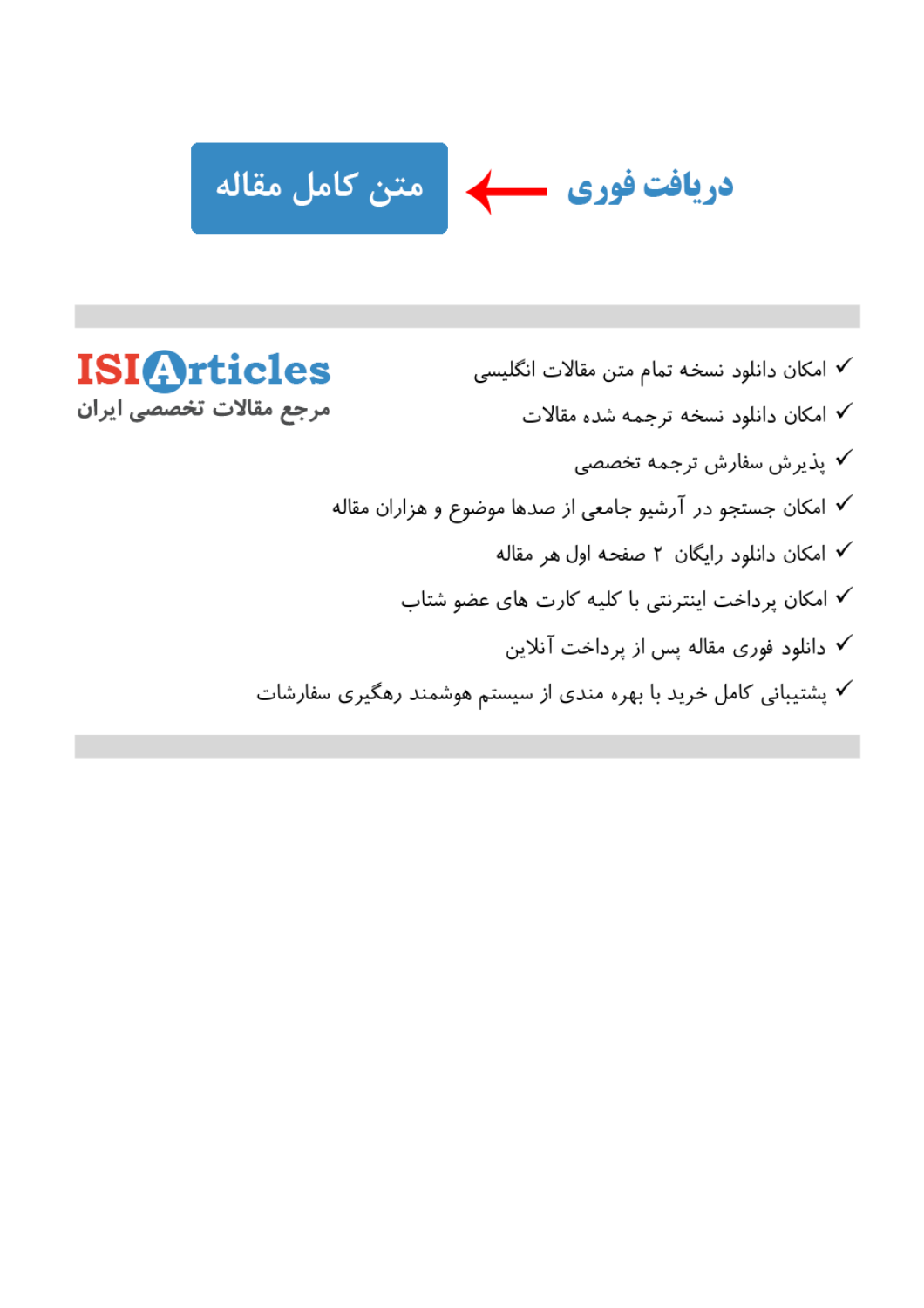دریافت فوری ← **متن کامل مقاله**

**ISIArticles**
مرجع مقالات تخصصی ایران

- ✓ امکان دانلود نسخه تمام متن مقالات انگلیسی
- ✓ امکان دانلود نسخه ترجمه شده مقالات
- ✓ پذیرش سفارش ترجمه تخصصی
- ✓ امکان جستجو در آرشیو جامعی از صدها موضوع و هزاران مقاله
- ✓ امکان دانلود رایگان ۲ صفحه اول هر مقاله
- ✓ امکان پرداخت اینترنتی با کلیه کارت های عضو شتاب
- ✓ دانلود فوری مقاله پس از پرداخت آنلاین
- ✓ پشتیبانی کامل خرید با بهره مندی از سیستم هوشمند رهگیری سفارشات